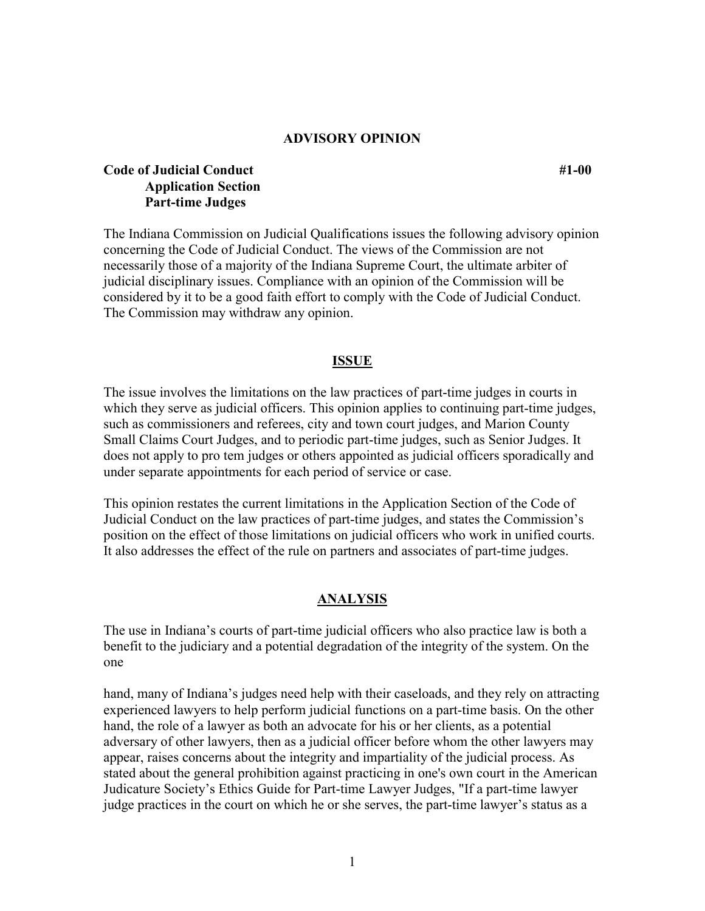## ADVISORY OPINION

**Code of Judicial Conduct** **#1-00**
**Application Section**
**Part-time Judges**

The Indiana Commission on Judicial Qualifications issues the following advisory opinion concerning the Code of Judicial Conduct. The views of the Commission are not necessarily those of a majority of the Indiana Supreme Court, the ultimate arbiter of judicial disciplinary issues. Compliance with an opinion of the Commission will be considered by it to be a good faith effort to comply with the Code of Judicial Conduct. The Commission may withdraw any opinion.

### ISSUE

The issue involves the limitations on the law practices of part-time judges in courts in which they serve as judicial officers. This opinion applies to continuing part-time judges, such as commissioners and referees, city and town court judges, and Marion County Small Claims Court Judges, and to periodic part-time judges, such as Senior Judges. It does not apply to pro tem judges or others appointed as judicial officers sporadically and under separate appointments for each period of service or case.

This opinion restates the current limitations in the Application Section of the Code of Judicial Conduct on the law practices of part-time judges, and states the Commission's position on the effect of those limitations on judicial officers who work in unified courts. It also addresses the effect of the rule on partners and associates of part-time judges.

### ANALYSIS

The use in Indiana's courts of part-time judicial officers who also practice law is both a benefit to the judiciary and a potential degradation of the integrity of the system. On the one hand, many of Indiana's judges need help with their caseloads, and they rely on attracting experienced lawyers to help perform judicial functions on a part-time basis. On the other hand, the role of a lawyer as both an advocate for his or her clients, as a potential adversary of other lawyers, then as a judicial officer before whom the other lawyers may appear, raises concerns about the integrity and impartiality of the judicial process. As stated about the general prohibition against practicing in one's own court in the American Judicature Society's Ethics Guide for Part-time Lawyer Judges, "If a part-time lawyer judge practices in the court on which he or she serves, the part-time lawyer's status as a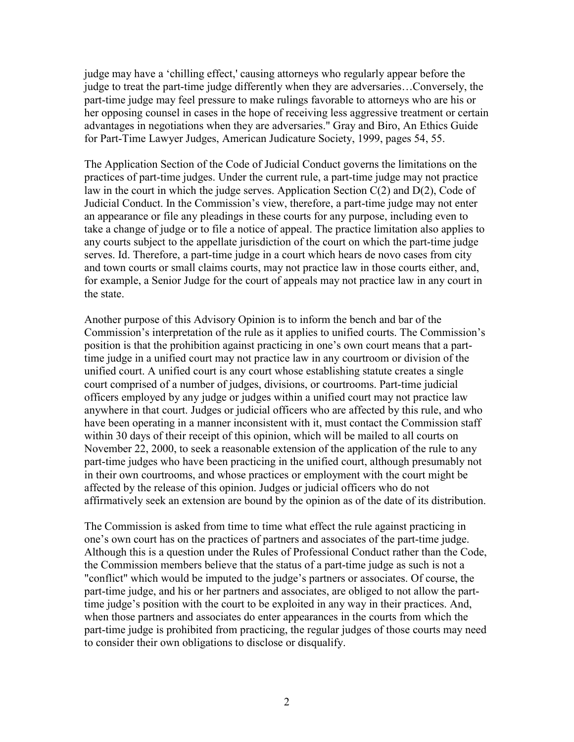judge may have a 'chilling effect,' causing attorneys who regularly appear before the judge to treat the part-time judge differently when they are adversaries…Conversely, the part-time judge may feel pressure to make rulings favorable to attorneys who are his or her opposing counsel in cases in the hope of receiving less aggressive treatment or certain advantages in negotiations when they are adversaries." Gray and Biro, An Ethics Guide for Part-Time Lawyer Judges, American Judicature Society, 1999, pages 54, 55.

The Application Section of the Code of Judicial Conduct governs the limitations on the practices of part-time judges. Under the current rule, a part-time judge may not practice law in the court in which the judge serves. Application Section C(2) and D(2), Code of Judicial Conduct. In the Commission's view, therefore, a part-time judge may not enter an appearance or file any pleadings in these courts for any purpose, including even to take a change of judge or to file a notice of appeal. The practice limitation also applies to any courts subject to the appellate jurisdiction of the court on which the part-time judge serves. Id. Therefore, a part-time judge in a court which hears de novo cases from city and town courts or small claims courts, may not practice law in those courts either, and, for example, a Senior Judge for the court of appeals may not practice law in any court in the state.

Another purpose of this Advisory Opinion is to inform the bench and bar of the Commission's interpretation of the rule as it applies to unified courts. The Commission's position is that the prohibition against practicing in one's own court means that a part-time judge in a unified court may not practice law in any courtroom or division of the unified court. A unified court is any court whose establishing statute creates a single court comprised of a number of judges, divisions, or courtrooms. Part-time judicial officers employed by any judge or judges within a unified court may not practice law anywhere in that court. Judges or judicial officers who are affected by this rule, and who have been operating in a manner inconsistent with it, must contact the Commission staff within 30 days of their receipt of this opinion, which will be mailed to all courts on November 22, 2000, to seek a reasonable extension of the application of the rule to any part-time judges who have been practicing in the unified court, although presumably not in their own courtrooms, and whose practices or employment with the court might be affected by the release of this opinion. Judges or judicial officers who do not affirmatively seek an extension are bound by the opinion as of the date of its distribution.

The Commission is asked from time to time what effect the rule against practicing in one's own court has on the practices of partners and associates of the part-time judge. Although this is a question under the Rules of Professional Conduct rather than the Code, the Commission members believe that the status of a part-time judge as such is not a "conflict" which would be imputed to the judge's partners or associates. Of course, the part-time judge, and his or her partners and associates, are obliged to not allow the part-time judge's position with the court to be exploited in any way in their practices. And, when those partners and associates do enter appearances in the courts from which the part-time judge is prohibited from practicing, the regular judges of those courts may need to consider their own obligations to disclose or disqualify.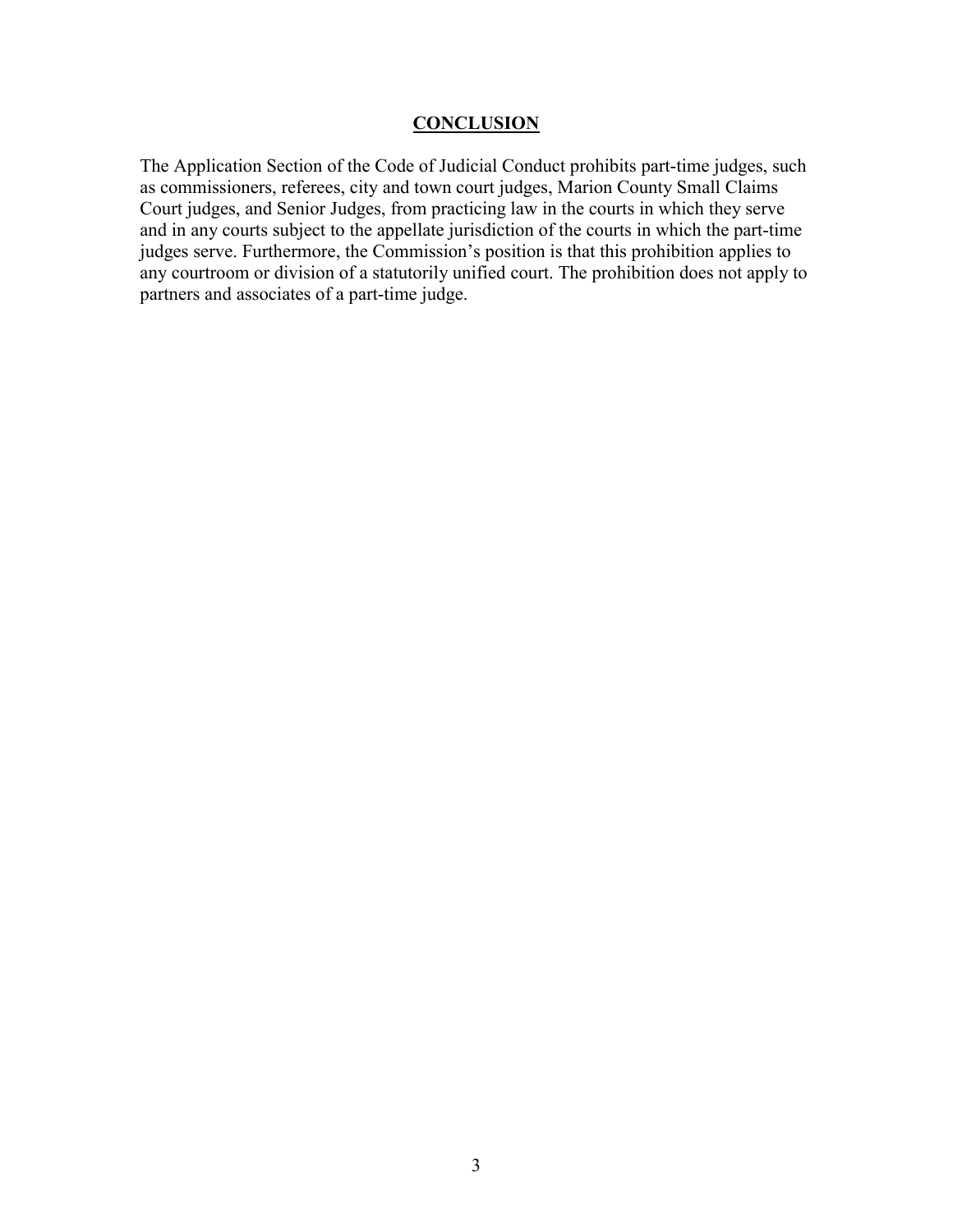## CONCLUSION

The Application Section of the Code of Judicial Conduct prohibits part-time judges, such as commissioners, referees, city and town court judges, Marion County Small Claims Court judges, and Senior Judges, from practicing law in the courts in which they serve and in any courts subject to the appellate jurisdiction of the courts in which the part-time judges serve. Furthermore, the Commission's position is that this prohibition applies to any courtroom or division of a statutorily unified court. The prohibition does not apply to partners and associates of a part-time judge.